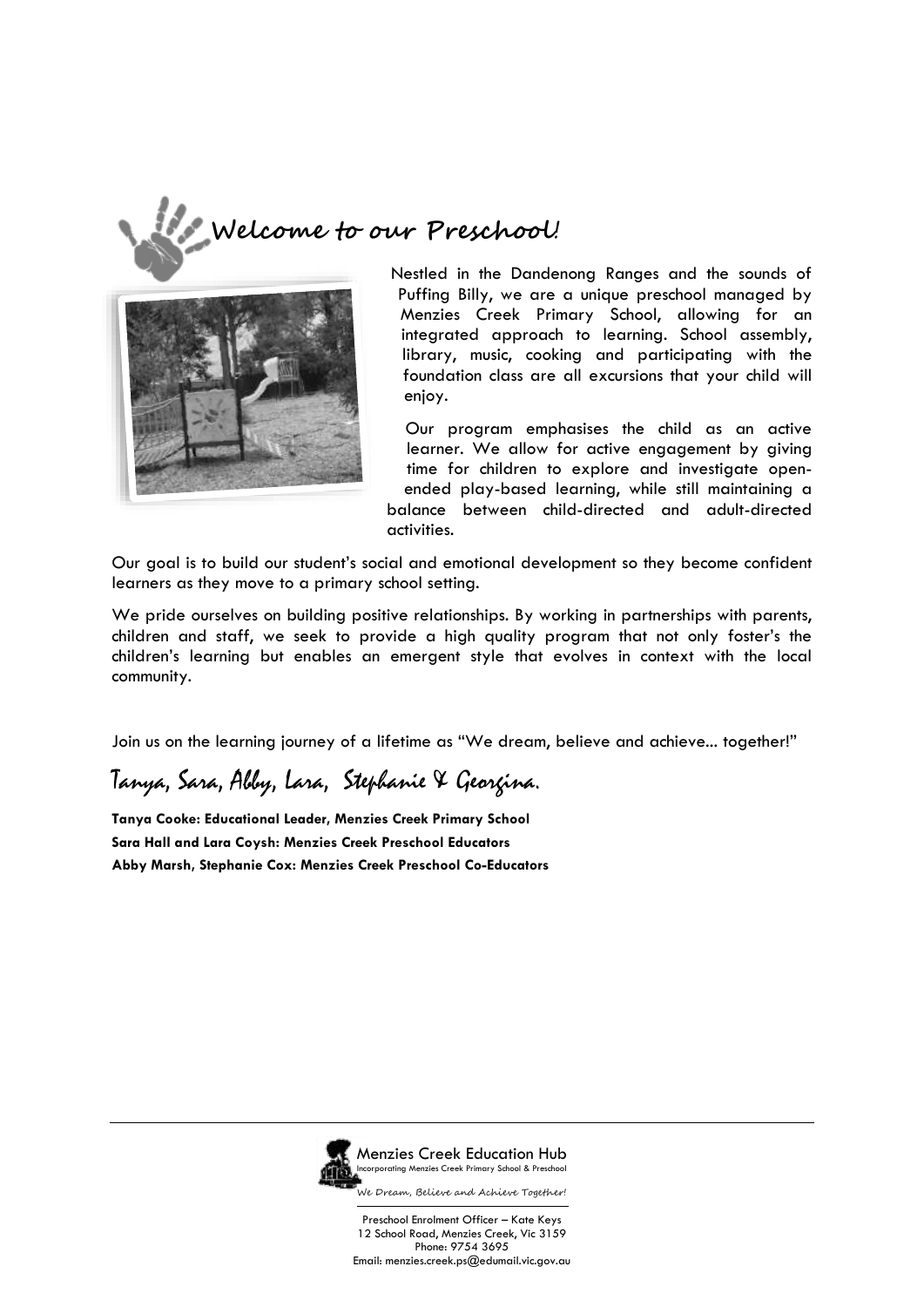# Welcome to our Preschool!

Nestled in the Dandenong Ranges and the sounds of Puffing Billy, we are a unique preschool managed by Menzies Creek Primary School, allowing for an integrated approach to learning. School assembly, library, music, cooking and participating with the foundation class are all excursions that your child will enjoy.

Our program emphasises the child as an active learner. We allow for active engagement by giving time for children to explore and investigate open-ended play-based learning, while still maintaining a balance between child-directed and adult-directed activities.

Our goal is to build our student's social and emotional development so they become confident learners as they move to a primary school setting.

We pride ourselves on building positive relationships. By working in partnerships with parents, children and staff, we seek to provide a high quality program that not only foster's the children's learning but enables an emergent style that evolves in context with the local community.

Join us on the learning journey of a lifetime as "We dream, believe and achieve... together!"

*Tanya, Sara, Abby, Lara, Stephanie & Georgina.*

**Tanya Cooke: Educational Leader, Menzies Creek Primary School**
**Sara Hall and Lara Coysh: Menzies Creek Preschool Educators**
**Abby Marsh, Stephanie Cox: Menzies Creek Preschool Co-Educators**

---

Menzies Creek Education Hub
Incorporating Menzies Creek Primary School & Preschool
*We Dream, Believe and Achieve Together!*

Preschool Enrolment Officer – Kate Keys
12 School Road, Menzies Creek, Vic 3159
Phone: 9754 3695
Email: menzies.creek.ps@edumail.vic.gov.au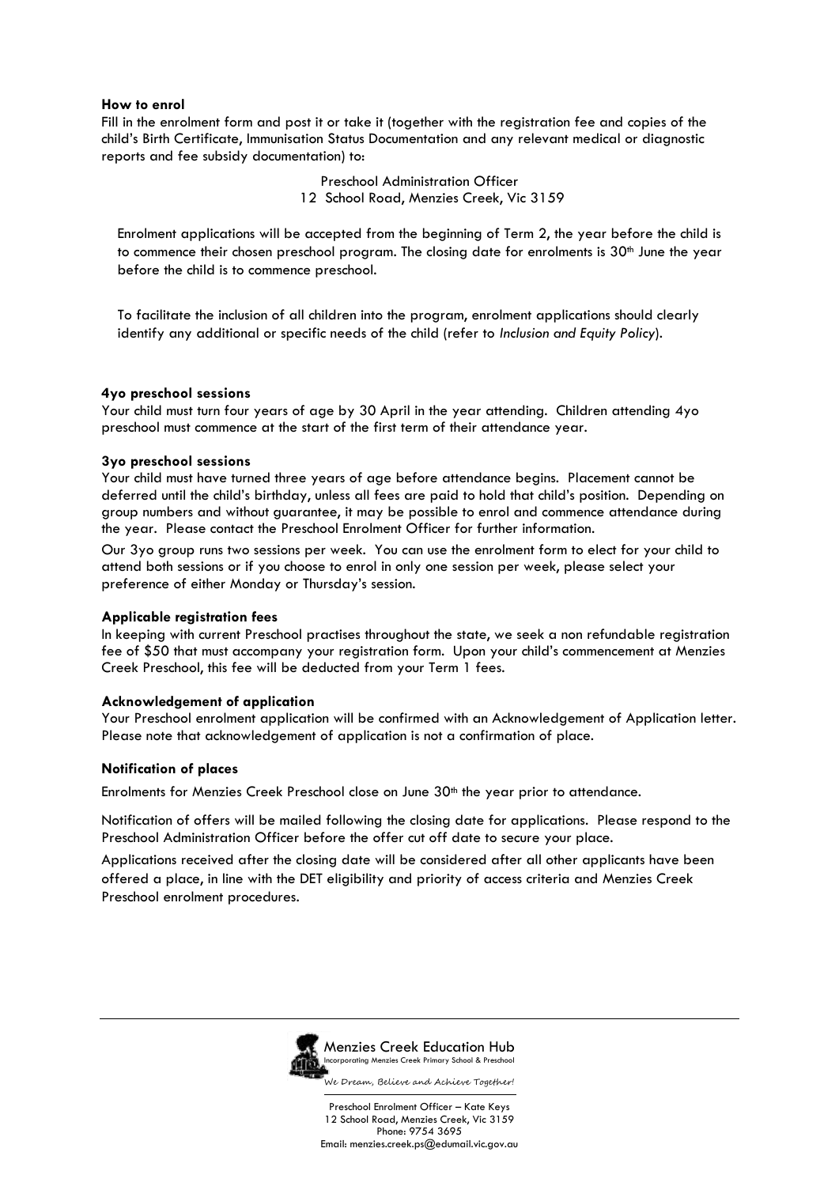**How to enrol**

Fill in the enrolment form and post it or take it (together with the registration fee and copies of the child's Birth Certificate, Immunisation Status Documentation and any relevant medical or diagnostic reports and fee subsidy documentation) to:

Preschool Administration Officer
12 School Road, Menzies Creek, Vic 3159

Enrolment applications will be accepted from the beginning of Term 2, the year before the child is to commence their chosen preschool program. The closing date for enrolments is 30th June the year before the child is to commence preschool.

To facilitate the inclusion of all children into the program, enrolment applications should clearly identify any additional or specific needs of the child (refer to *Inclusion and Equity Policy*).

**4yo preschool sessions**

Your child must turn four years of age by 30 April in the year attending. Children attending 4yo preschool must commence at the start of the first term of their attendance year.

**3yo preschool sessions**

Your child must have turned three years of age before attendance begins. Placement cannot be deferred until the child's birthday, unless all fees are paid to hold that child's position. Depending on group numbers and without guarantee, it may be possible to enrol and commence attendance during the year. Please contact the Preschool Enrolment Officer for further information.

Our 3yo group runs two sessions per week. You can use the enrolment form to elect for your child to attend both sessions or if you choose to enrol in only one session per week, please select your preference of either Monday or Thursday's session.

**Applicable registration fees**

In keeping with current Preschool practises throughout the state, we seek a non refundable registration fee of $50 that must accompany your registration form. Upon your child's commencement at Menzies Creek Preschool, this fee will be deducted from your Term 1 fees.

**Acknowledgement of application**

Your Preschool enrolment application will be confirmed with an Acknowledgement of Application letter. Please note that acknowledgement of application is not a confirmation of place.

**Notification of places**

Enrolments for Menzies Creek Preschool close on June 30th the year prior to attendance.

Notification of offers will be mailed following the closing date for applications. Please respond to the Preschool Administration Officer before the offer cut off date to secure your place.

Applications received after the closing date will be considered after all other applicants have been offered a place, in line with the DET eligibility and priority of access criteria and Menzies Creek Preschool enrolment procedures.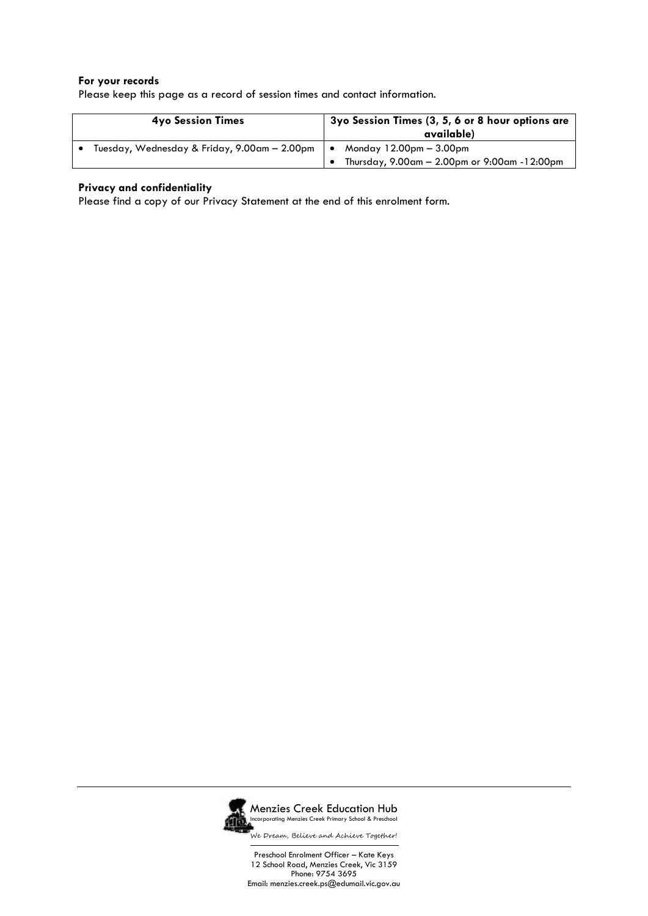**For your records**

Please keep this page as a record of session times and contact information.

| 4yo Session Times | 3yo Session Times (3, 5, 6 or 8 hour options are available) |
|---|---|
| • Tuesday, Wednesday & Friday, 9.00am – 2.00pm | • Monday 12.00pm – 3.00pm<br>• Thursday, 9.00am – 2.00pm or 9:00am -12:00pm |

**Privacy and confidentiality**

Please find a copy of our Privacy Statement at the end of this enrolment form.

Menzies Creek Education Hub
Incorporating Menzies Creek Primary School & Preschool
*We Dream, Believe and Achieve Together!*

Preschool Enrolment Officer – Kate Keys
12 School Road, Menzies Creek, Vic 3159
Phone: 9754 3695
Email: menzies.creek.ps@edumail.vic.gov.au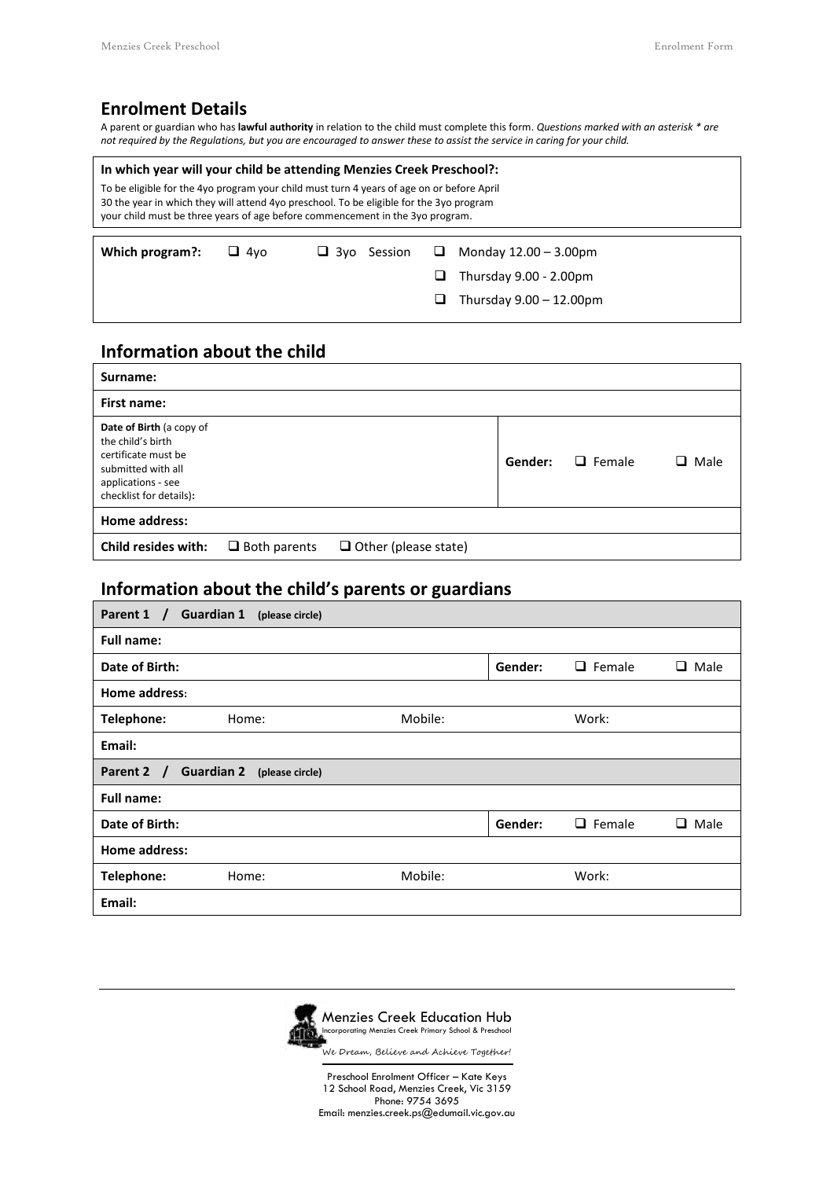## Enrolment Details

A parent or guardian who has **lawful authority** in relation to the child must complete this form. *Questions marked with an asterisk * are not required by the Regulations, but you are encouraged to answer these to assist the service in caring for your child.*

**In which year will your child be attending Menzies Creek Preschool?:**

To be eligible for the 4yo program your child must turn 4 years of age on or before April 30 the year in which they will attend 4yo preschool. To be eligible for the 3yo program your child must be three years of age before commencement in the 3yo program.

| **Which program?:** | ❑ 4yo | ❑ 3yo Session | ❑ Monday 12.00 – 3.00pm |
|---|---|---|---|
| | | | ❑ Thursday 9.00 - 2.00pm |
| | | | ❑ Thursday 9.00 – 12.00pm |

## Information about the child

| **Surname:** | | | |
|---|---|---|---|
| **First name:** | | | |
| **Date of Birth** (a copy of the child's birth certificate must be submitted with all applications - see checklist for details)**:** | **Gender:** | ❑ Female | ❑ Male |
| **Home address:** | | | |
| **Child resides with:** | ❑ Both parents | ❑ Other (please state) | |

## Information about the child's parents or guardians

| **Parent 1 / Guardian 1** (please circle) | | | |
|---|---|---|---|
| **Full name:** | | | |
| **Date of Birth:** | **Gender:** | ❑ Female | ❑ Male |
| **Home address:** | | | |
| **Telephone:** Home: | Mobile: | Work: | |
| **Email:** | | | |
| **Parent 2 / Guardian 2** (please circle) | | | |
| **Full name:** | | | |
| **Date of Birth:** | **Gender:** | ❑ Female | ❑ Male |
| **Home address:** | | | |
| **Telephone:** Home: | Mobile: | Work: | |
| **Email:** | | | |

Menzies Creek Education Hub
Incorporating Menzies Creek Primary School & Preschool
*We Dream, Believe and Achieve Together!*

Preschool Enrolment Officer – Kate Keys
12 School Road, Menzies Creek, Vic 3159
Phone: 9754 3695
Email: menzies.creek.ps@edumail.vic.gov.au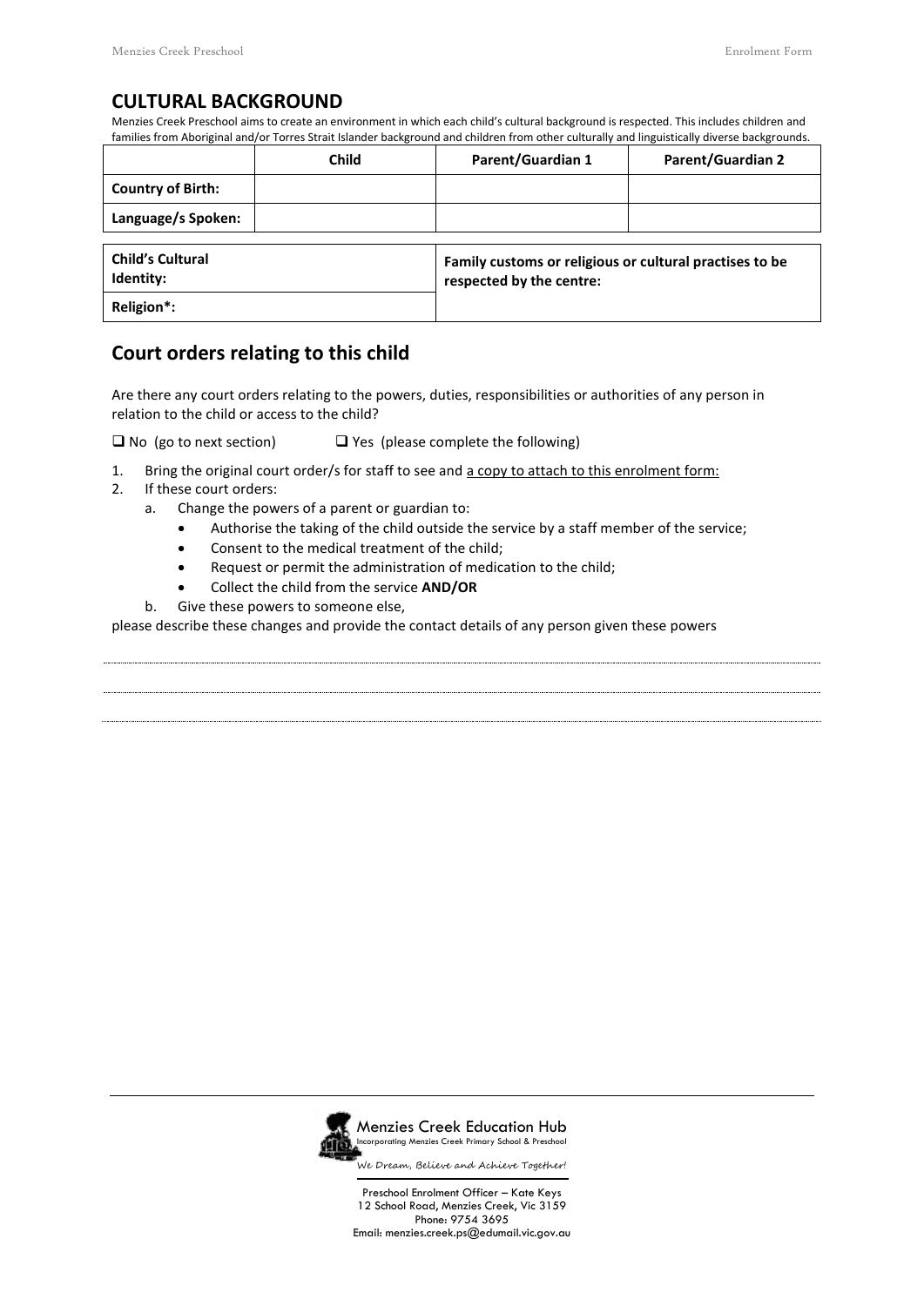## CULTURAL BACKGROUND

Menzies Creek Preschool aims to create an environment in which each child's cultural background is respected. This includes children and families from Aboriginal and/or Torres Strait Islander background and children from other culturally and linguistically diverse backgrounds.

| | Child | Parent/Guardian 1 | Parent/Guardian 2 |
|---|---|---|---|
| **Country of Birth:** | | | |
| **Language/s Spoken:** | | | |

| | |
|---|---|
| **Child's Cultural Identity:** | **Family customs or religious or cultural practises to be respected by the centre:** |
| **Religion*:** | |

## Court orders relating to this child

Are there any court orders relating to the powers, duties, responsibilities or authorities of any person in relation to the child or access to the child?

❑ No (go to next section) ❑ Yes (please complete the following)

1. Bring the original court order/s for staff to see and a copy to attach to this enrolment form:
2. If these court orders:
   a. Change the powers of a parent or guardian to:
      - Authorise the taking of the child outside the service by a staff member of the service;
      - Consent to the medical treatment of the child;
      - Request or permit the administration of medication to the child;
      - Collect the child from the service **AND/OR**
   b. Give these powers to someone else,

please describe these changes and provide the contact details of any person given these powers

.................................................................................................................................................

.................................................................................................................................................

.................................................................................................................................................

Menzies Creek Education Hub
Incorporating Menzies Creek Primary School & Preschool
We Dream, Believe and Achieve Together!

Preschool Enrolment Officer – Kate Keys
12 School Road, Menzies Creek, Vic 3159
Phone: 9754 3695
Email: menzies.creek.ps@edumail.vic.gov.au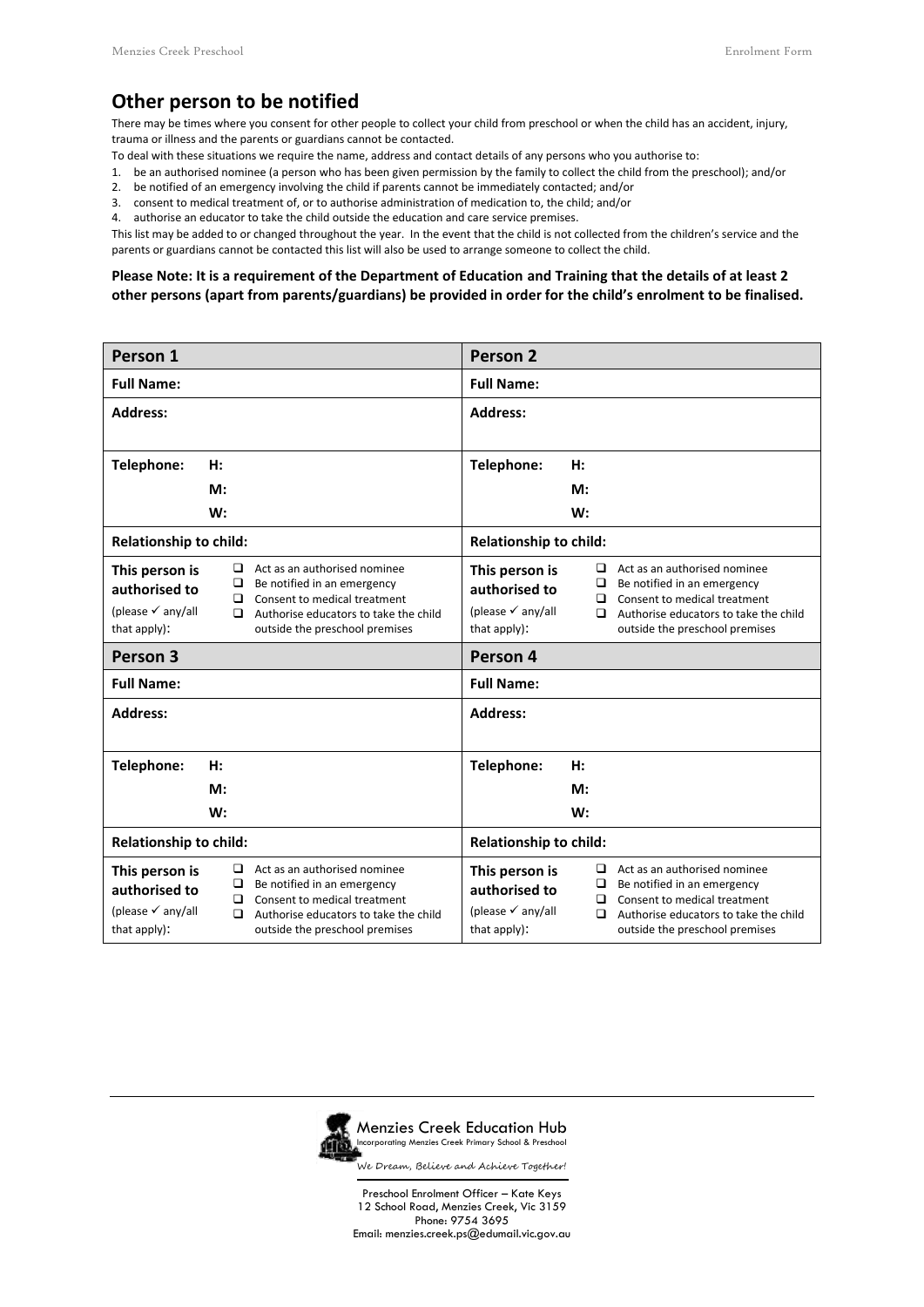## Other person to be notified

There may be times where you consent for other people to collect your child from preschool or when the child has an accident, injury, trauma or illness and the parents or guardians cannot be contacted.

To deal with these situations we require the name, address and contact details of any persons who you authorise to:

1. be an authorised nominee (a person who has been given permission by the family to collect the child from the preschool); and/or
2. be notified of an emergency involving the child if parents cannot be immediately contacted; and/or
3. consent to medical treatment of, or to authorise administration of medication to, the child; and/or
4. authorise an educator to take the child outside the education and care service premises.

This list may be added to or changed throughout the year. In the event that the child is not collected from the children's service and the parents or guardians cannot be contacted this list will also be used to arrange someone to collect the child.

**Please Note: It is a requirement of the Department of Education and Training that the details of at least 2 other persons (apart from parents/guardians) be provided in order for the child's enrolment to be finalised.**

| **Person 1** | **Person 2** |
|---|---|
| **Full Name:** | **Full Name:** |
| **Address:** | **Address:** |
| **Telephone:** **H:** <br> **M:** <br> **W:** | **Telephone:** **H:** <br> **M:** <br> **W:** |
| **Relationship to child:** | **Relationship to child:** |
| **This person is authorised to** (please ✓ any/all that apply): ❑ Act as an authorised nominee ❑ Be notified in an emergency ❑ Consent to medical treatment ❑ Authorise educators to take the child outside the preschool premises | **This person is authorised to** (please ✓ any/all that apply): ❑ Act as an authorised nominee ❑ Be notified in an emergency ❑ Consent to medical treatment ❑ Authorise educators to take the child outside the preschool premises |
| **Person 3** | **Person 4** |
| **Full Name:** | **Full Name:** |
| **Address:** | **Address:** |
| **Telephone:** **H:** <br> **M:** <br> **W:** | **Telephone:** **H:** <br> **M:** <br> **W:** |
| **Relationship to child:** | **Relationship to child:** |
| **This person is authorised to** (please ✓ any/all that apply): ❑ Act as an authorised nominee ❑ Be notified in an emergency ❑ Consent to medical treatment ❑ Authorise educators to take the child outside the preschool premises | **This person is authorised to** (please ✓ any/all that apply): ❑ Act as an authorised nominee ❑ Be notified in an emergency ❑ Consent to medical treatment ❑ Authorise educators to take the child outside the preschool premises |

Menzies Creek Education Hub
Incorporating Menzies Creek Primary School & Preschool

*We Dream, Believe and Achieve Together!*

Preschool Enrolment Officer – Kate Keys
12 School Road, Menzies Creek, Vic 3159
Phone: 9754 3695
Email: menzies.creek.ps@edumail.vic.gov.au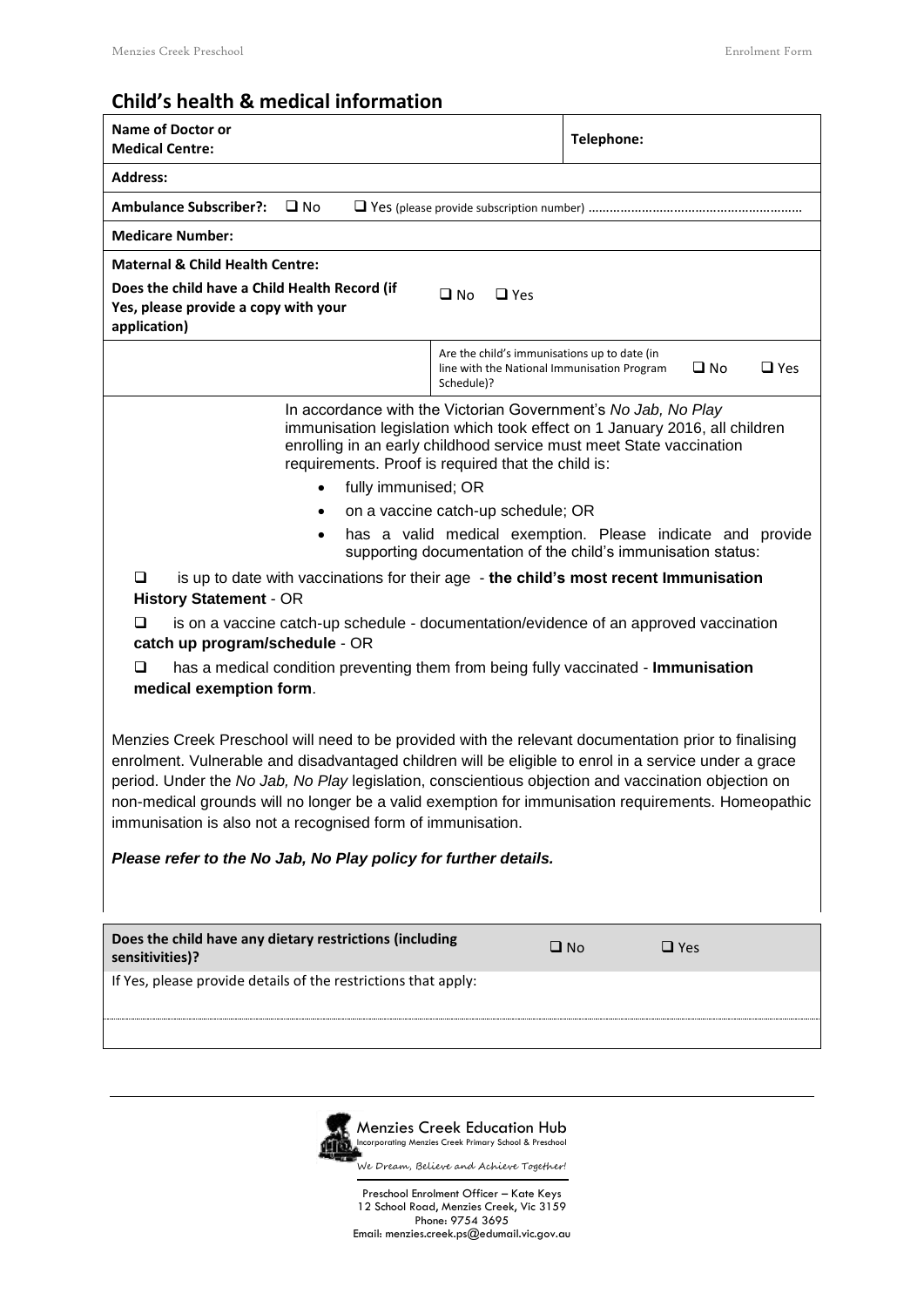## Child's health & medical information

| **Name of Doctor or Medical Centre:** | | **Telephone:** |
|---|---|---|
| **Address:** | | |
| **Ambulance Subscriber?:** ❑ No ❑ Yes (please provide subscription number) ……………………………………………………… | | |
| **Medicare Number:** | | |
| **Maternal & Child Health Centre:** | | |
| **Does the child have a Child Health Record (if Yes, please provide a copy with your application)** | ❑ No ❑ Yes | |
| | Are the child's immunisations up to date (in line with the National Immunisation Program Schedule)? | ❑ No ❑ Yes |

In accordance with the Victorian Government's *No Jab, No Play* immunisation legislation which took effect on 1 January 2016, all children enrolling in an early childhood service must meet State vaccination requirements. Proof is required that the child is:

- fully immunised; OR
- on a vaccine catch-up schedule; OR
- has a valid medical exemption. Please indicate and provide supporting documentation of the child's immunisation status:

❑ is up to date with vaccinations for their age - **the child's most recent Immunisation History Statement** - OR

❑ is on a vaccine catch-up schedule - documentation/evidence of an approved vaccination **catch up program/schedule** - OR

❑ has a medical condition preventing them from being fully vaccinated - **Immunisation medical exemption form**.

Menzies Creek Preschool will need to be provided with the relevant documentation prior to finalising enrolment. Vulnerable and disadvantaged children will be eligible to enrol in a service under a grace period. Under the *No Jab, No Play* legislation, conscientious objection and vaccination objection on non-medical grounds will no longer be a valid exemption for immunisation requirements. Homeopathic immunisation is also not a recognised form of immunisation.

***Please refer to the No Jab, No Play policy for further details.***

| **Does the child have any dietary restrictions (including sensitivities)?** | ❑ No | ❑ Yes |
|---|---|---|
| If Yes, please provide details of the restrictions that apply: | | |
| | | |

Menzies Creek Education Hub
Incorporating Menzies Creek Primary School & Preschool
We Dream, Believe and Achieve Together!

Preschool Enrolment Officer – Kate Keys
12 School Road, Menzies Creek, Vic 3159
Phone: 9754 3695
Email: menzies.creek.ps@edumail.vic.gov.au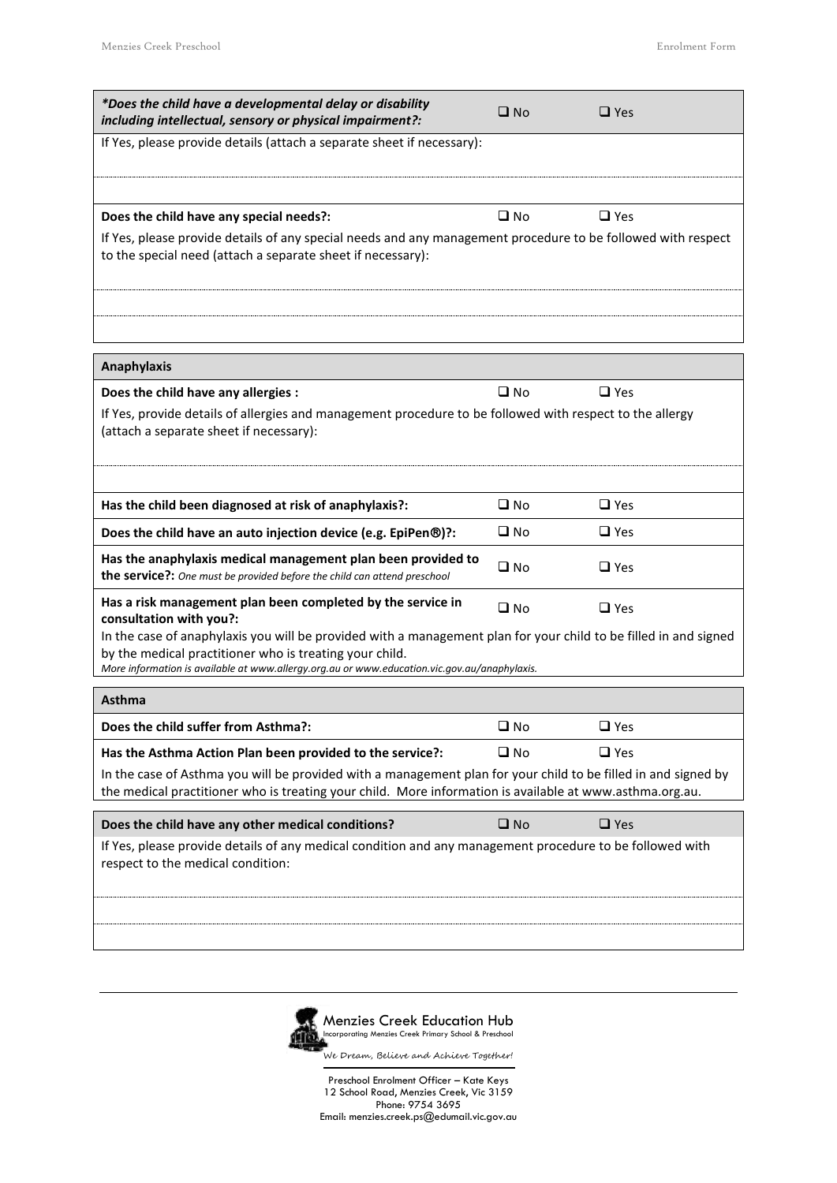| ***Does the child have a developmental delay or disability including intellectual, sensory or physical impairment?:*** | ❑ No | ❑ Yes |
|---|---|---|
| If Yes, please provide details (attach a separate sheet if necessary): | | |
| | | |
| | | |
| **Does the child have any special needs?:** | ❑ No | ❑ Yes |
| If Yes, please provide details of any special needs and any management procedure to be followed with respect to the special need (attach a separate sheet if necessary): | | |
| | | |
| | | |

| **Anaphylaxis** | | |
|---|---|---|
| **Does the child have any allergies :** | ❑ No | ❑ Yes |
| If Yes, provide details of allergies and management procedure to be followed with respect to the allergy (attach a separate sheet if necessary): | | |
| | | |
| **Has the child been diagnosed at risk of anaphylaxis?:** | ❑ No | ❑ Yes |
| **Does the child have an auto injection device (e.g. EpiPen®)?:** | ❑ No | ❑ Yes |
| **Has the anaphylaxis medical management plan been provided to the service?:** *One must be provided before the child can attend preschool* | ❑ No | ❑ Yes |
| **Has a risk management plan been completed by the service in consultation with you?:** | ❑ No | ❑ Yes |
| In the case of anaphylaxis you will be provided with a management plan for your child to be filled in and signed by the medical practitioner who is treating your child. *More information is available at www.allergy.org.au or www.education.vic.gov.au/anaphylaxis.* | | |

| **Asthma** | | |
|---|---|---|
| **Does the child suffer from Asthma?:** | ❑ No | ❑ Yes |
| **Has the Asthma Action Plan been provided to the service?:** | ❑ No | ❑ Yes |
| In the case of Asthma you will be provided with a management plan for your child to be filled in and signed by the medical practitioner who is treating your child. More information is available at www.asthma.org.au. | | |

| **Does the child have any other medical conditions?** | ❑ No | ❑ Yes |
|---|---|---|
| If Yes, please provide details of any medical condition and any management procedure to be followed with respect to the medical condition: | | |
| | | |
| | | |

Menzies Creek Education Hub
Incorporating Menzies Creek Primary School & Preschool

*We Dream, Believe and Achieve Together!*

Preschool Enrolment Officer – Kate Keys
12 School Road, Menzies Creek, Vic 3159
Phone: 9754 3695
Email: menzies.creek.ps@edumail.vic.gov.au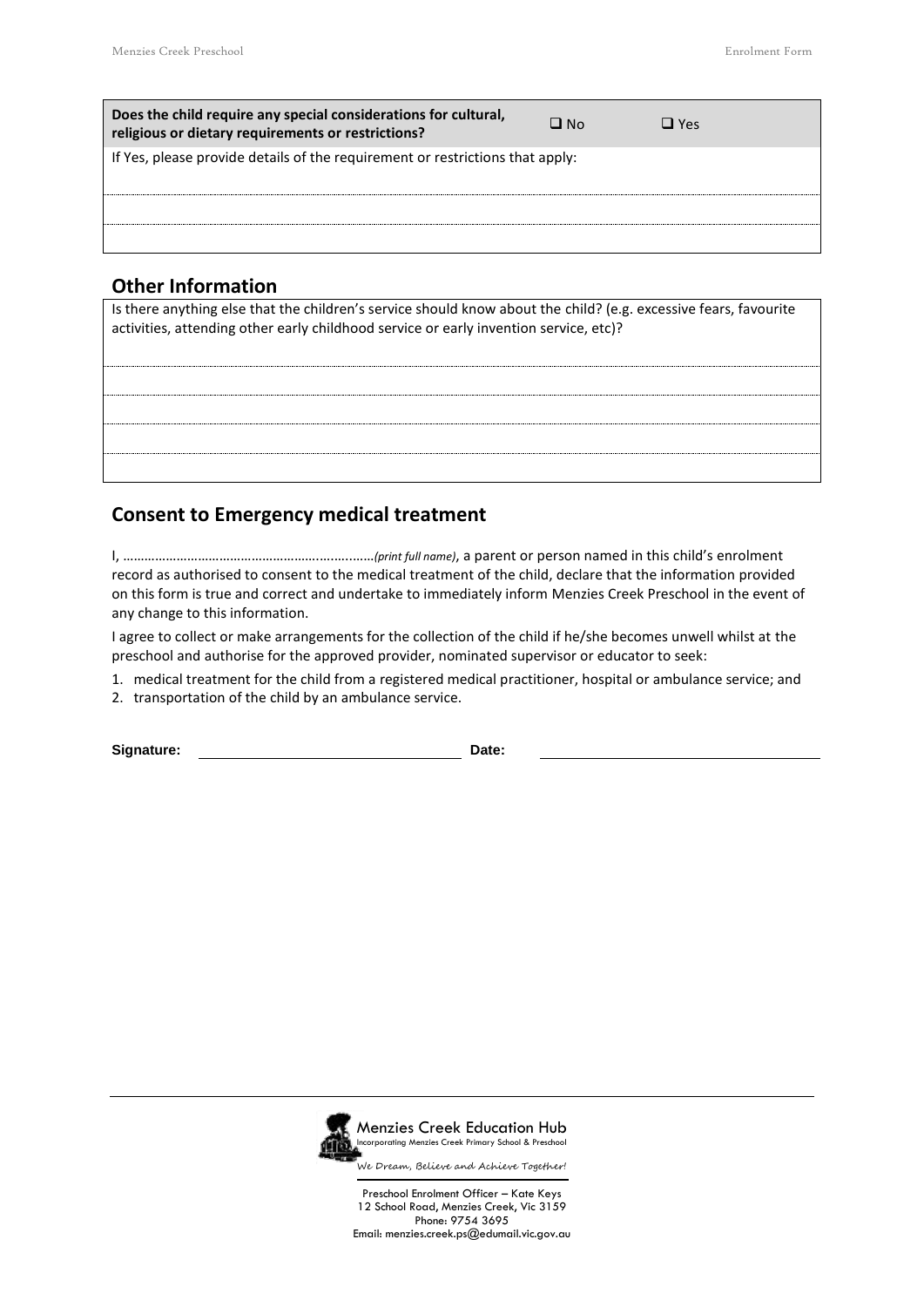| **Does the child require any special considerations for cultural, religious or dietary requirements or restrictions?** | ❑ No | ❑ Yes |
|---|---|---|
| If Yes, please provide details of the requirement or restrictions that apply: | | |
| | | |
| | | |

## Other Information

Is there anything else that the children's service should know about the child? (e.g. excessive fears, favourite activities, attending other early childhood service or early invention service, etc)?

## Consent to Emergency medical treatment

I, ……………………………………………………..……..*(print full name)*, a parent or person named in this child's enrolment record as authorised to consent to the medical treatment of the child, declare that the information provided on this form is true and correct and undertake to immediately inform Menzies Creek Preschool in the event of any change to this information.

I agree to collect or make arrangements for the collection of the child if he/she becomes unwell whilst at the preschool and authorise for the approved provider, nominated supervisor or educator to seek:

1. medical treatment for the child from a registered medical practitioner, hospital or ambulance service; and
2. transportation of the child by an ambulance service.

**Signature:** ______________________ **Date:** ______________________

Menzies Creek Education Hub
Incorporating Menzies Creek Primary School & Preschool
*We Dream, Believe and Achieve Together!*

Preschool Enrolment Officer – Kate Keys
12 School Road, Menzies Creek, Vic 3159
Phone: 9754 3695
Email: menzies.creek.ps@edumail.vic.gov.au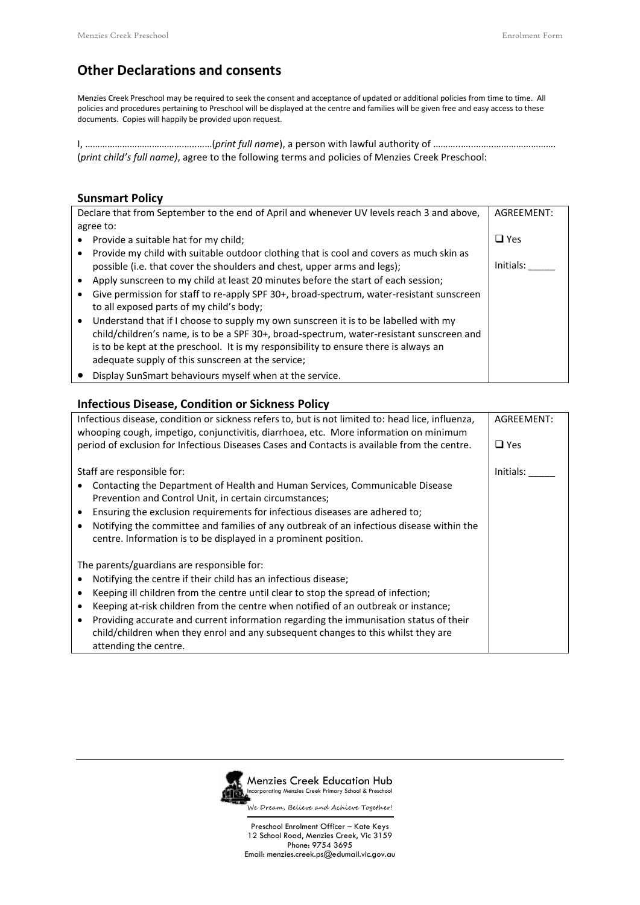## Other Declarations and consents

Menzies Creek Preschool may be required to seek the consent and acceptance of updated or additional policies from time to time. All policies and procedures pertaining to Preschool will be displayed at the centre and families will be given free and easy access to these documents. Copies will happily be provided upon request.

I, ……………………………………..……(*print full name*), a person with lawful authority of ………..…..……………………………. (*print child's full name)*, agree to the following terms and policies of Menzies Creek Preschool:

### Sunsmart Policy

| Declare that from September to the end of April and whenever UV levels reach 3 and above, agree to: | AGREEMENT: |
|---|---|
| • Provide a suitable hat for my child;<br>• Provide my child with suitable outdoor clothing that is cool and covers as much skin as possible (i.e. that cover the shoulders and chest, upper arms and legs);<br>• Apply sunscreen to my child at least 20 minutes before the start of each session;<br>• Give permission for staff to re-apply SPF 30+, broad-spectrum, water-resistant sunscreen to all exposed parts of my child's body;<br>• Understand that if I choose to supply my own sunscreen it is to be labelled with my child/children's name, is to be a SPF 30+, broad-spectrum, water-resistant sunscreen and is to be kept at the preschool. It is my responsibility to ensure there is always an adequate supply of this sunscreen at the service;<br>• Display SunSmart behaviours myself when at the service. | ❑ Yes<br><br>Initials: _____ |

### Infectious Disease, Condition or Sickness Policy

| Infectious disease, condition or sickness refers to, but is not limited to: head lice, influenza, whooping cough, impetigo, conjunctivitis, diarrhoea, etc. More information on minimum period of exclusion for Infectious Diseases Cases and Contacts is available from the centre. | AGREEMENT:<br><br>❑ Yes |
|---|---|
| Staff are responsible for:<br>• Contacting the Department of Health and Human Services, Communicable Disease Prevention and Control Unit, in certain circumstances;<br>• Ensuring the exclusion requirements for infectious diseases are adhered to;<br>• Notifying the committee and families of any outbreak of an infectious disease within the centre. Information is to be displayed in a prominent position.<br><br>The parents/guardians are responsible for:<br>• Notifying the centre if their child has an infectious disease;<br>• Keeping ill children from the centre until clear to stop the spread of infection;<br>• Keeping at-risk children from the centre when notified of an outbreak or instance;<br>• Providing accurate and current information regarding the immunisation status of their child/children when they enrol and any subsequent changes to this whilst they are attending the centre. | Initials: _____ |

Menzies Creek Education Hub
Incorporating Menzies Creek Primary School & Preschool

*We Dream, Believe and Achieve Together!*

Preschool Enrolment Officer – Kate Keys
12 School Road, Menzies Creek, Vic 3159
Phone: 9754 3695
Email: menzies.creek.ps@edumail.vic.gov.au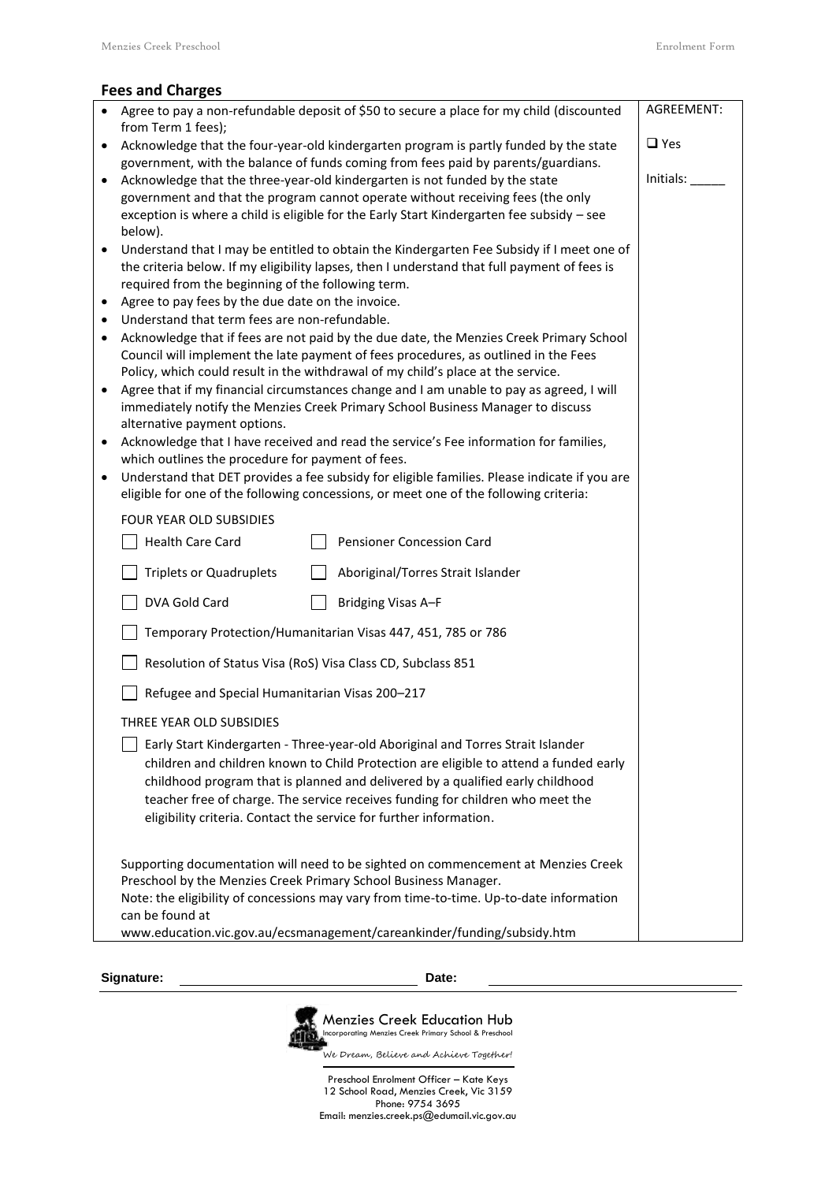## Fees and Charges

| | AGREEMENT: |
|---|---|
| • Agree to pay a non-refundable deposit of $50 to secure a place for my child (discounted from Term 1 fees);<br>• Acknowledge that the four-year-old kindergarten program is partly funded by the state government, with the balance of funds coming from fees paid by parents/guardians.<br>• Acknowledge that the three-year-old kindergarten is not funded by the state government and that the program cannot operate without receiving fees (the only exception is where a child is eligible for the Early Start Kindergarten fee subsidy – see below).<br>• Understand that I may be entitled to obtain the Kindergarten Fee Subsidy if I meet one of the criteria below. If my eligibility lapses, then I understand that full payment of fees is required from the beginning of the following term.<br>• Agree to pay fees by the due date on the invoice.<br>• Understand that term fees are non-refundable.<br>• Acknowledge that if fees are not paid by the due date, the Menzies Creek Primary School Council will implement the late payment of fees procedures, as outlined in the Fees Policy, which could result in the withdrawal of my child's place at the service.<br>• Agree that if my financial circumstances change and I am unable to pay as agreed, I will immediately notify the Menzies Creek Primary School Business Manager to discuss alternative payment options.<br>• Acknowledge that I have received and read the service's Fee information for families, which outlines the procedure for payment of fees.<br>• Understand that DET provides a fee subsidy for eligible families. Please indicate if you are eligible for one of the following concessions, or meet one of the following criteria:<br><br>FOUR YEAR OLD SUBSIDIES<br>☐ Health Care Card ☐ Pensioner Concession Card<br>☐ Triplets or Quadruplets ☐ Aboriginal/Torres Strait Islander<br>☐ DVA Gold Card ☐ Bridging Visas A–F<br>☐ Temporary Protection/Humanitarian Visas 447, 451, 785 or 786<br>☐ Resolution of Status Visa (RoS) Visa Class CD, Subclass 851<br>☐ Refugee and Special Humanitarian Visas 200–217<br><br>THREE YEAR OLD SUBSIDIES<br>☐ Early Start Kindergarten - Three-year-old Aboriginal and Torres Strait Islander children and children known to Child Protection are eligible to attend a funded early childhood program that is planned and delivered by a qualified early childhood teacher free of charge. The service receives funding for children who meet the eligibility criteria. Contact the service for further information.<br><br>Supporting documentation will need to be sighted on commencement at Menzies Creek Preschool by the Menzies Creek Primary School Business Manager.<br>Note: the eligibility of concessions may vary from time-to-time. Up-to-date information can be found at<br>www.education.vic.gov.au/ecsmanagement/careankinder/funding/subsidy.htm | ☐ Yes<br><br>Initials: _____ |

**Signature:** ______________________________ **Date:** ______________________________

Menzies Creek Education Hub
Incorporating Menzies Creek Primary School & Preschool

*We Dream, Believe and Achieve Together!*

Preschool Enrolment Officer – Kate Keys
12 School Road, Menzies Creek, Vic 3159
Phone: 9754 3695
Email: menzies.creek.ps@edumail.vic.gov.au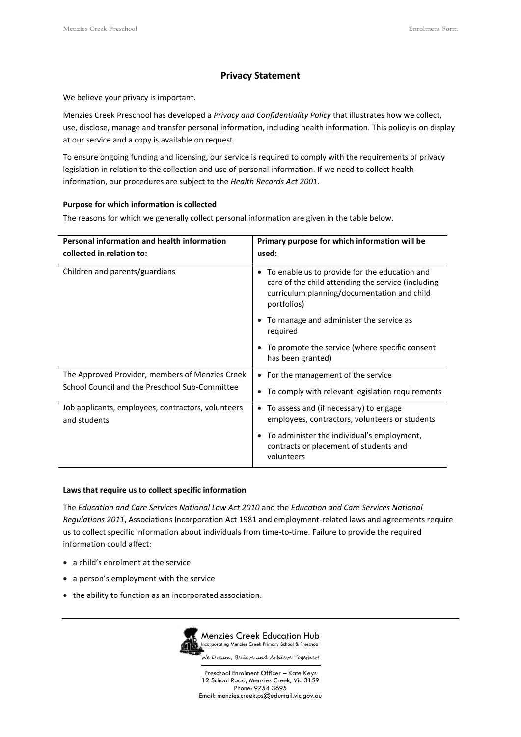## Privacy Statement

We believe your privacy is important.

Menzies Creek Preschool has developed a *Privacy and Confidentiality Policy* that illustrates how we collect, use, disclose, manage and transfer personal information, including health information. This policy is on display at our service and a copy is available on request.

To ensure ongoing funding and licensing, our service is required to comply with the requirements of privacy legislation in relation to the collection and use of personal information. If we need to collect health information, our procedures are subject to the *Health Records Act 2001*.

**Purpose for which information is collected**

The reasons for which we generally collect personal information are given in the table below.

| Personal information and health information collected in relation to: | Primary purpose for which information will be used: |
|---|---|
| Children and parents/guardians | • To enable us to provide for the education and care of the child attending the service (including curriculum planning/documentation and child portfolios)<br>• To manage and administer the service as required<br>• To promote the service (where specific consent has been granted) |
| The Approved Provider, members of Menzies Creek School Council and the Preschool Sub-Committee | • For the management of the service<br>• To comply with relevant legislation requirements |
| Job applicants, employees, contractors, volunteers and students | • To assess and (if necessary) to engage employees, contractors, volunteers or students<br>• To administer the individual's employment, contracts or placement of students and volunteers |

**Laws that require us to collect specific information**

The *Education and Care Services National Law Act 2010* and the *Education and Care Services National Regulations 2011*, Associations Incorporation Act 1981 and employment-related laws and agreements require us to collect specific information about individuals from time-to-time. Failure to provide the required information could affect:

- a child's enrolment at the service
- a person's employment with the service
- the ability to function as an incorporated association.

Menzies Creek Education Hub
Incorporating Menzies Creek Primary School & Preschool
We Dream, Believe and Achieve Together!

Preschool Enrolment Officer – Kate Keys
12 School Road, Menzies Creek, Vic 3159
Phone: 9754 3695
Email: menzies.creek.ps@edumail.vic.gov.au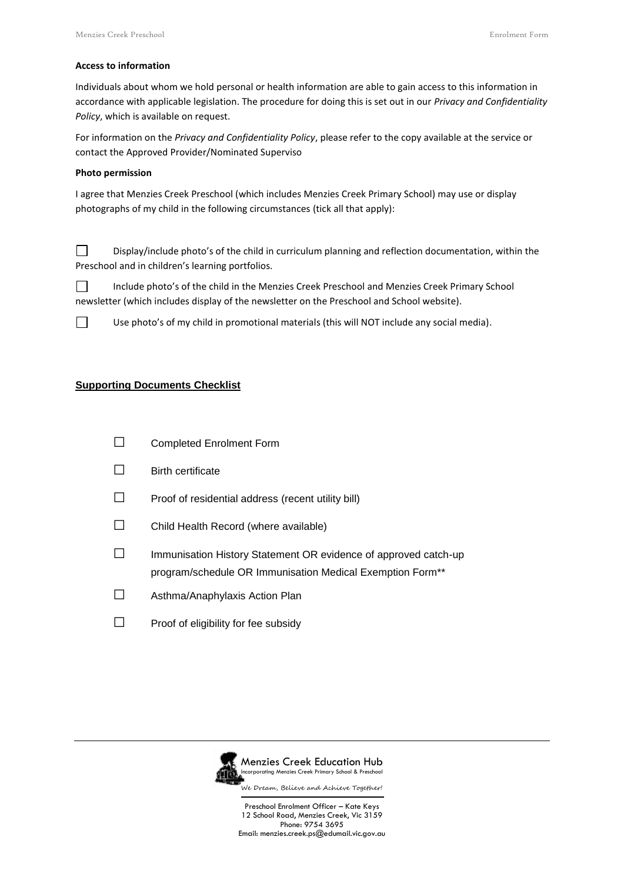**Access to information**

Individuals about whom we hold personal or health information are able to gain access to this information in accordance with applicable legislation. The procedure for doing this is set out in our *Privacy and Confidentiality Policy*, which is available on request.

For information on the *Privacy and Confidentiality Policy*, please refer to the copy available at the service or contact the Approved Provider/Nominated Superviso

**Photo permission**

I agree that Menzies Creek Preschool (which includes Menzies Creek Primary School) may use or display photographs of my child in the following circumstances (tick all that apply):

☐ Display/include photo's of the child in curriculum planning and reflection documentation, within the Preschool and in children's learning portfolios.

☐ Include photo's of the child in the Menzies Creek Preschool and Menzies Creek Primary School newsletter (which includes display of the newsletter on the Preschool and School website).

☐ Use photo's of my child in promotional materials (this will NOT include any social media).

## Supporting Documents Checklist

☐ Completed Enrolment Form

☐ Birth certificate

☐ Proof of residential address (recent utility bill)

☐ Child Health Record (where available)

☐ Immunisation History Statement OR evidence of approved catch-up program/schedule OR Immunisation Medical Exemption Form**

☐ Asthma/Anaphylaxis Action Plan

☐ Proof of eligibility for fee subsidy

Menzies Creek Education Hub
Incorporating Menzies Creek Primary School & Preschool
We Dream, Believe and Achieve Together!

Preschool Enrolment Officer – Kate Keys
12 School Road, Menzies Creek, Vic 3159
Phone: 9754 3695
Email: menzies.creek.ps@edumail.vic.gov.au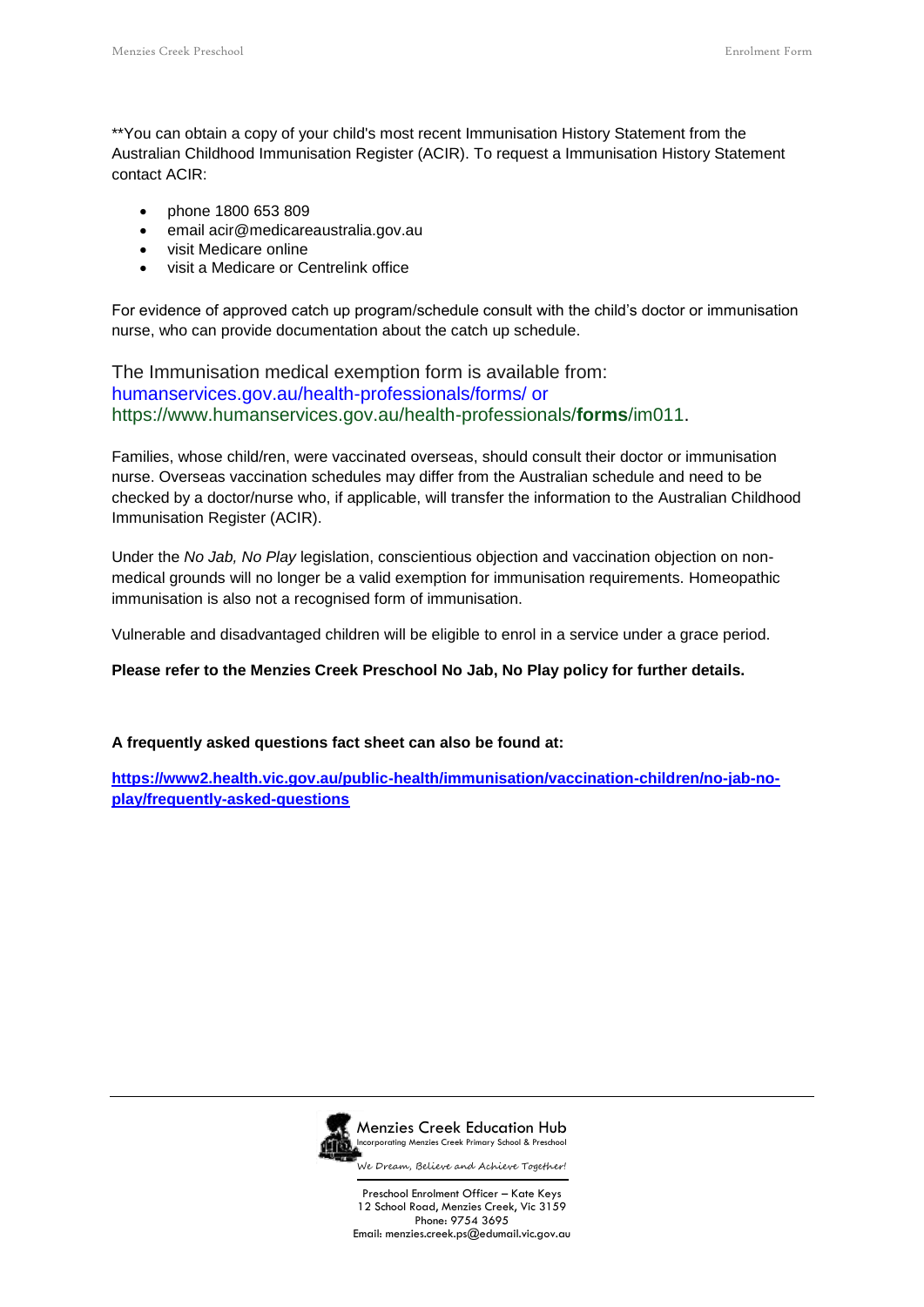**You can obtain a copy of your child's most recent Immunisation History Statement from the Australian Childhood Immunisation Register (ACIR). To request a Immunisation History Statement contact ACIR:

- phone 1800 653 809
- email acir@medicareaustralia.gov.au
- visit Medicare online
- visit a Medicare or Centrelink office

For evidence of approved catch up program/schedule consult with the child's doctor or immunisation nurse, who can provide documentation about the catch up schedule.

The Immunisation medical exemption form is available from:
humanservices.gov.au/health-professionals/forms/ or
https://www.humanservices.gov.au/health-professionals/**forms**/im011.

Families, whose child/ren, were vaccinated overseas, should consult their doctor or immunisation nurse. Overseas vaccination schedules may differ from the Australian schedule and need to be checked by a doctor/nurse who, if applicable, will transfer the information to the Australian Childhood Immunisation Register (ACIR).

Under the *No Jab, No Play* legislation, conscientious objection and vaccination objection on non-medical grounds will no longer be a valid exemption for immunisation requirements. Homeopathic immunisation is also not a recognised form of immunisation.

Vulnerable and disadvantaged children will be eligible to enrol in a service under a grace period.

**Please refer to the Menzies Creek Preschool No Jab, No Play policy for further details.**

**A frequently asked questions fact sheet can also be found at:**

**https://www2.health.vic.gov.au/public-health/immunisation/vaccination-children/no-jab-no-play/frequently-asked-questions**

Menzies Creek Education Hub
Incorporating Menzies Creek Primary School & Preschool
*We Dream, Believe and Achieve Together!*

Preschool Enrolment Officer – Kate Keys
12 School Road, Menzies Creek, Vic 3159
Phone: 9754 3695
Email: menzies.creek.ps@edumail.vic.gov.au